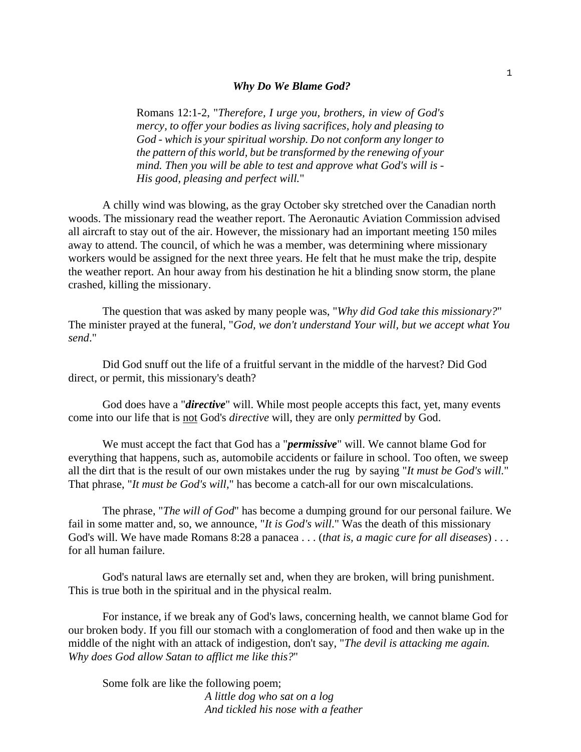# *Why Do We Blame God?*

> Romans 12:1-2, "*Therefore, I urge you, brothers, in view of God's mercy, to offer your bodies as living sacrifices, holy and pleasing to God - which is your spiritual worship. Do not conform any longer to the pattern of this world, but be transformed by the renewing of your mind. Then you will be able to test and approve what God's will is - His good, pleasing and perfect will.*"

A chilly wind was blowing, as the gray October sky stretched over the Canadian north woods. The missionary read the weather report. The Aeronautic Aviation Commission advised all aircraft to stay out of the air. However, the missionary had an important meeting 150 miles away to attend. The council, of which he was a member, was determining where missionary workers would be assigned for the next three years. He felt that he must make the trip, despite the weather report. An hour away from his destination he hit a blinding snow storm, the plane crashed, killing the missionary.

The question that was asked by many people was, "*Why did God take this missionary?*" The minister prayed at the funeral, "*God, we don't understand Your will, but we accept what You send*."

Did God snuff out the life of a fruitful servant in the middle of the harvest? Did God direct, or permit, this missionary's death?

God does have a "***directive***" will. While most people accepts this fact, yet, many events come into our life that is <u>not</u> God's *directive* will, they are only *permitted* by God.

We must accept the fact that God has a "***permissive***" will. We cannot blame God for everything that happens, such as, automobile accidents or failure in school. Too often, we sweep all the dirt that is the result of our own mistakes under the rug by saying "*It must be God's will.*" That phrase, "*It must be God's will,*" has become a catch-all for our own miscalculations.

The phrase, "*The will of God*" has become a dumping ground for our personal failure. We fail in some matter and, so, we announce, "*It is God's will*." Was the death of this missionary God's will. We have made Romans 8:28 a panacea . . . (*that is, a magic cure for all diseases*) . . . for all human failure.

God's natural laws are eternally set and, when they are broken, will bring punishment. This is true both in the spiritual and in the physical realm.

For instance, if we break any of God's laws, concerning health, we cannot blame God for our broken body. If you fill our stomach with a conglomeration of food and then wake up in the middle of the night with an attack of indigestion, don't say, "*The devil is attacking me again. Why does God allow Satan to afflict me like this?*"

Some folk are like the following poem;

*A little dog who sat on a log*
*And tickled his nose with a feather*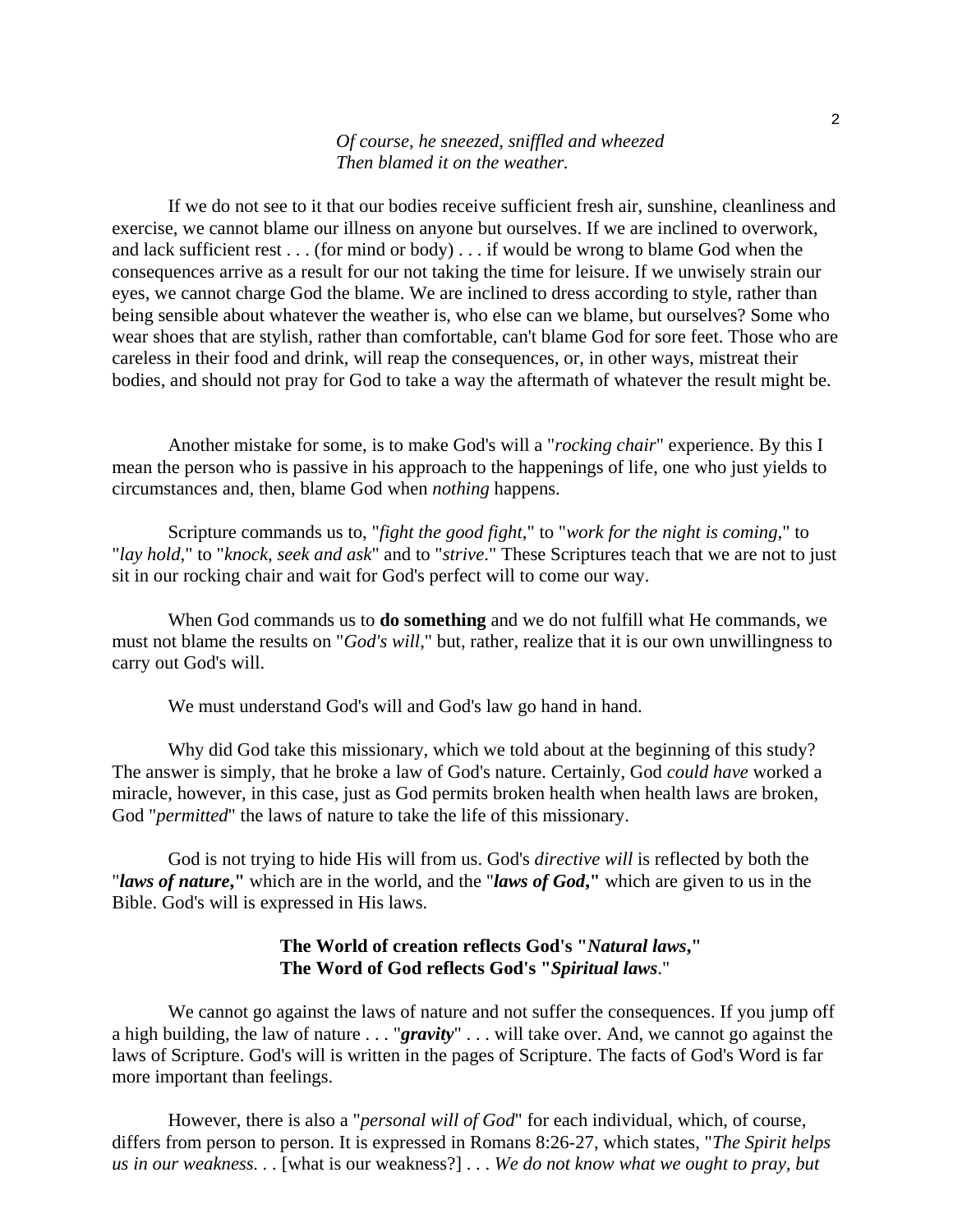*Of course, he sneezed, sniffled and wheezed*
*Then blamed it on the weather.*

If we do not see to it that our bodies receive sufficient fresh air, sunshine, cleanliness and exercise, we cannot blame our illness on anyone but ourselves. If we are inclined to overwork, and lack sufficient rest . . . (for mind or body) . . . if would be wrong to blame God when the consequences arrive as a result for our not taking the time for leisure. If we unwisely strain our eyes, we cannot charge God the blame. We are inclined to dress according to style, rather than being sensible about whatever the weather is, who else can we blame, but ourselves? Some who wear shoes that are stylish, rather than comfortable, can't blame God for sore feet. Those who are careless in their food and drink, will reap the consequences, or, in other ways, mistreat their bodies, and should not pray for God to take a way the aftermath of whatever the result might be.

Another mistake for some, is to make God's will a "*rocking chair*" experience. By this I mean the person who is passive in his approach to the happenings of life, one who just yields to circumstances and, then, blame God when *nothing* happens.

Scripture commands us to, "*fight the good fight*," to "*work for the night is coming*," to "*lay hold*," to "*knock, seek and ask*" and to "*strive*." These Scriptures teach that we are not to just sit in our rocking chair and wait for God's perfect will to come our way.

When God commands us to **do something** and we do not fulfill what He commands, we must not blame the results on "*God's will*," but, rather, realize that it is our own unwillingness to carry out God's will.

We must understand God's will and God's law go hand in hand.

Why did God take this missionary, which we told about at the beginning of this study? The answer is simply, that he broke a law of God's nature. Certainly, God *could have* worked a miracle, however, in this case, just as God permits broken health when health laws are broken, God "*permitted*" the laws of nature to take the life of this missionary.

God is not trying to hide His will from us. God's *directive will* is reflected by both the "***laws of nature,***" which are in the world, and the "***laws of God,***" which are given to us in the Bible. God's will is expressed in His laws.

**The World of creation reflects God's "*Natural laws*,"**
**The Word of God reflects God's "*Spiritual laws*."**

We cannot go against the laws of nature and not suffer the consequences. If you jump off a high building, the law of nature . . . "***gravity***" . . . will take over. And, we cannot go against the laws of Scripture. God's will is written in the pages of Scripture. The facts of God's Word is far more important than feelings.

However, there is also a "*personal will of God*" for each individual, which, of course, differs from person to person. It is expressed in Romans 8:26-27, which states, "*The Spirit helps us in our weakness. . .* [what is our weakness?] . . . *We do not know what we ought to pray, but*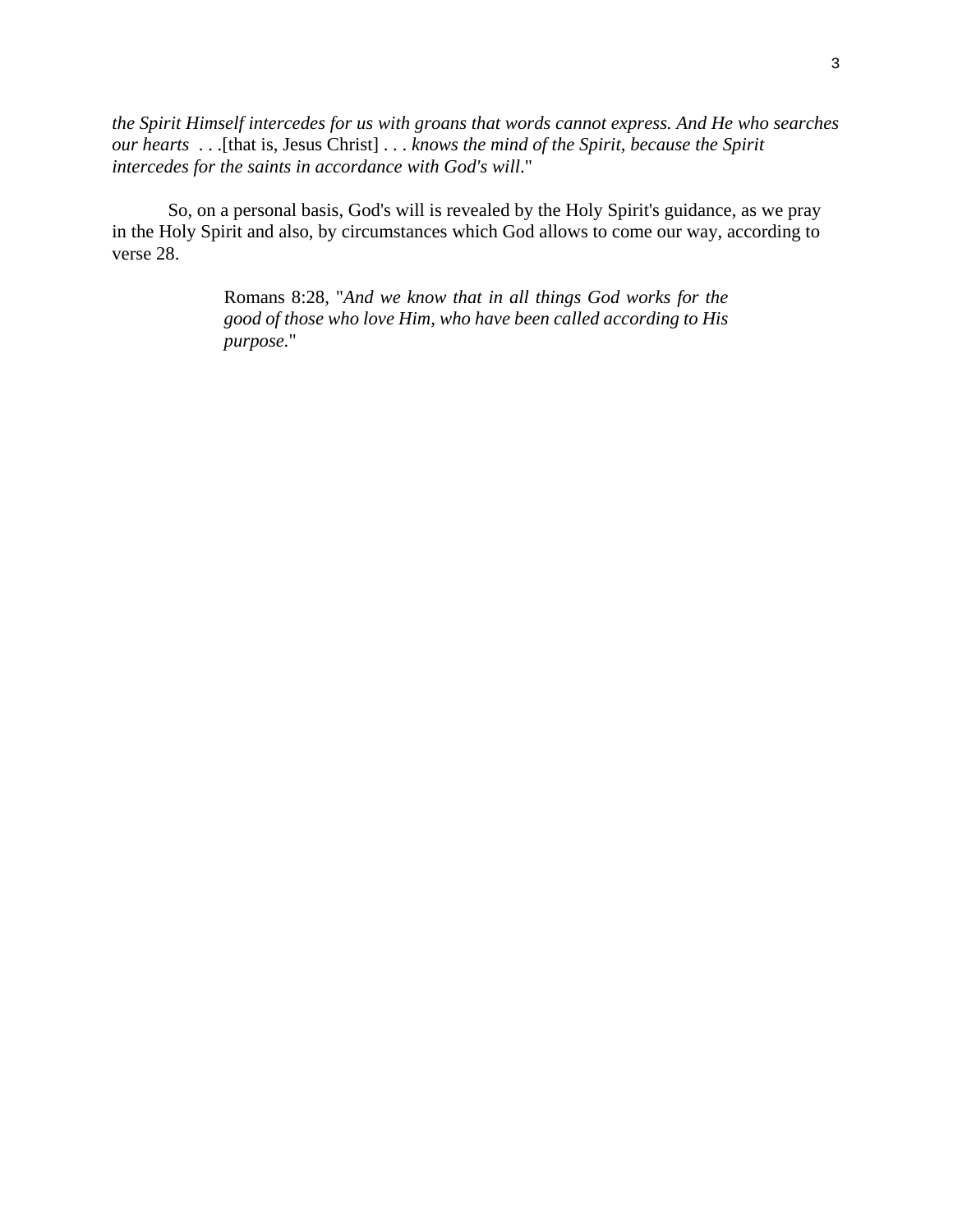*the Spirit Himself intercedes for us with groans that words cannot express. And He who searches our hearts* . . .[that is, Jesus Christ] . . . *knows the mind of the Spirit, because the Spirit intercedes for the saints in accordance with God's will*."

So, on a personal basis, God's will is revealed by the Holy Spirit's guidance, as we pray in the Holy Spirit and also, by circumstances which God allows to come our way, according to verse 28.

> Romans 8:28, "*And we know that in all things God works for the good of those who love Him, who have been called according to His purpose*."